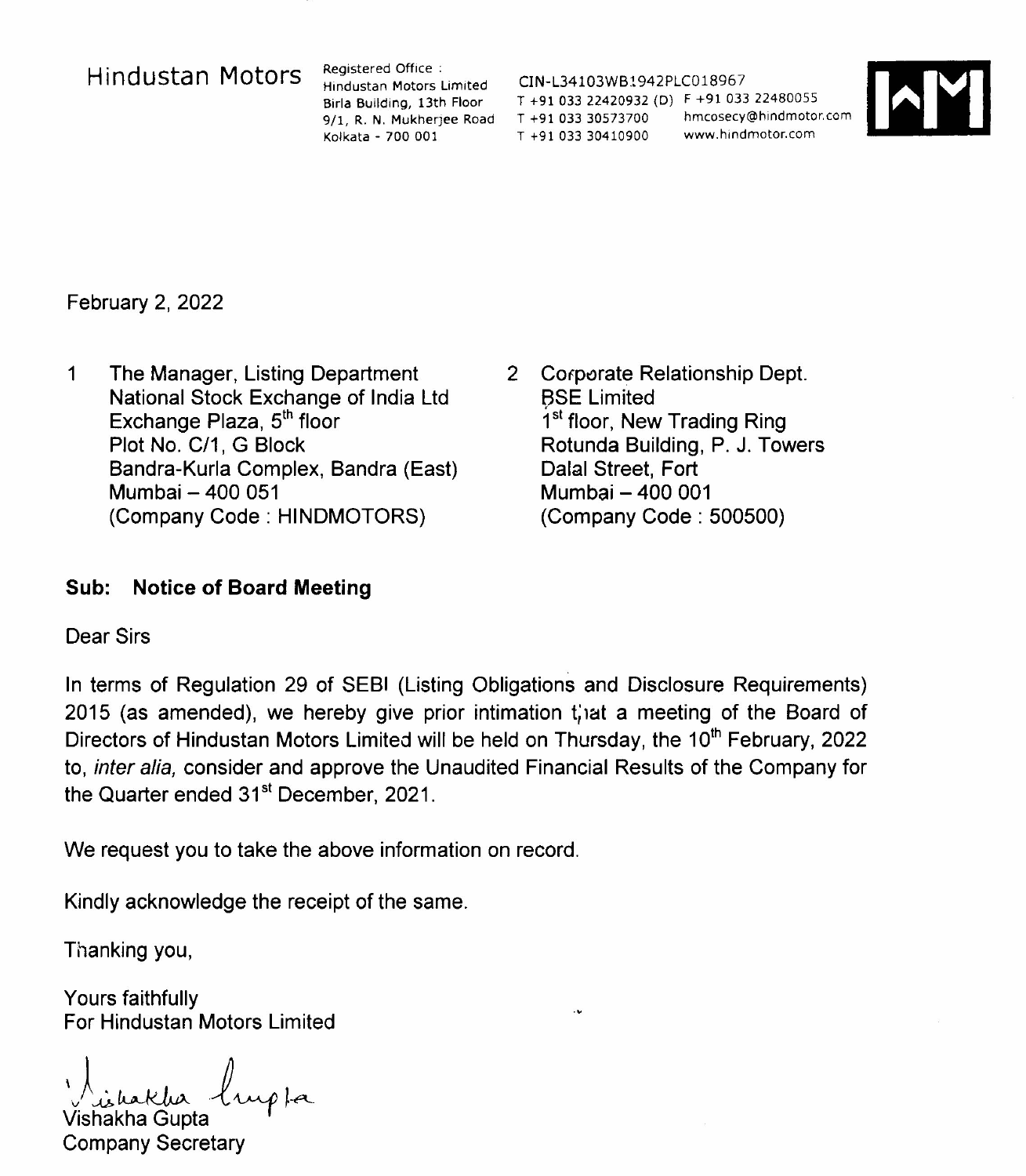Hindustan Motors

Registered Office :
Hindustan Motors Limited
Birla Building, 13th Floor
9/1, R. N. Mukherjee Road
Kolkata - 700 001

CIN-L34103WB1942PLC018967
T +91 033 22420932 (D) F +91 033 22480055
T +91 033 30573700 hmcosecy@hindmotor.com
T +91 033 30410900 www.hindmotor.com

February 2, 2022

1. The Manager, Listing Department
   National Stock Exchange of India Ltd
   Exchange Plaza, 5th floor
   Plot No. C/1, G Block
   Bandra-Kurla Complex, Bandra (East)
   Mumbai – 400 051
   (Company Code : HINDMOTORS)

2. Corporate Relationship Dept.
   BSE Limited
   1st floor, New Trading Ring
   Rotunda Building, P. J. Towers
   Dalal Street, Fort
   Mumbai – 400 001
   (Company Code : 500500)

**Sub: Notice of Board Meeting**

Dear Sirs

In terms of Regulation 29 of SEBI (Listing Obligations and Disclosure Requirements) 2015 (as amended), we hereby give prior intimation that a meeting of the Board of Directors of Hindustan Motors Limited will be held on Thursday, the 10th February, 2022 to, *inter alia,* consider and approve the Unaudited Financial Results of the Company for the Quarter ended 31st December, 2021.

We request you to take the above information on record.

Kindly acknowledge the receipt of the same.

Thanking you,

Yours faithfully
For Hindustan Motors Limited

Vishakha Gupta
Company Secretary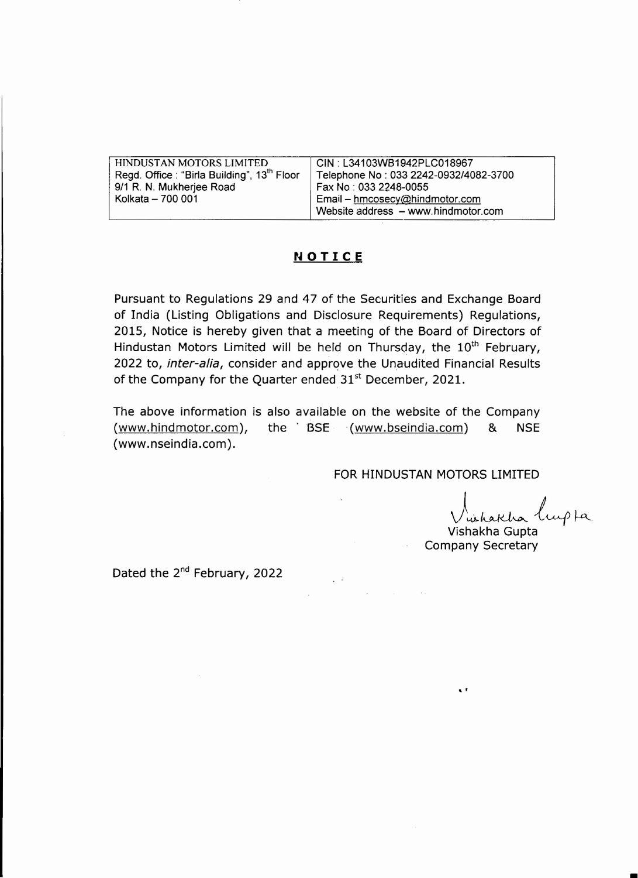| | |
|---|---|
| HINDUSTAN MOTORS LIMITED<br>Regd. Office : "Birla Building", 13th Floor<br>9/1 R. N. Mukherjee Road<br>Kolkata – 700 001 | CIN : L34103WB1942PLC018967<br>Telephone No : 033 2242-0932/4082-3700<br>Fax No : 033 2248-0055<br>Email – hmcosecy@hindmotor.com<br>Website address – www.hindmotor.com |

## NOTICE

Pursuant to Regulations 29 and 47 of the Securities and Exchange Board of India (Listing Obligations and Disclosure Requirements) Regulations, 2015, Notice is hereby given that a meeting of the Board of Directors of Hindustan Motors Limited will be held on Thursday, the 10th February, 2022 to, *inter-alia*, consider and approve the Unaudited Financial Results of the Company for the Quarter ended 31st December, 2021.

The above information is also available on the website of the Company (www.hindmotor.com), the BSE (www.bseindia.com) & NSE (www.nseindia.com).

FOR HINDUSTAN MOTORS LIMITED

Vishakha Gupta
Company Secretary

Dated the 2nd February, 2022